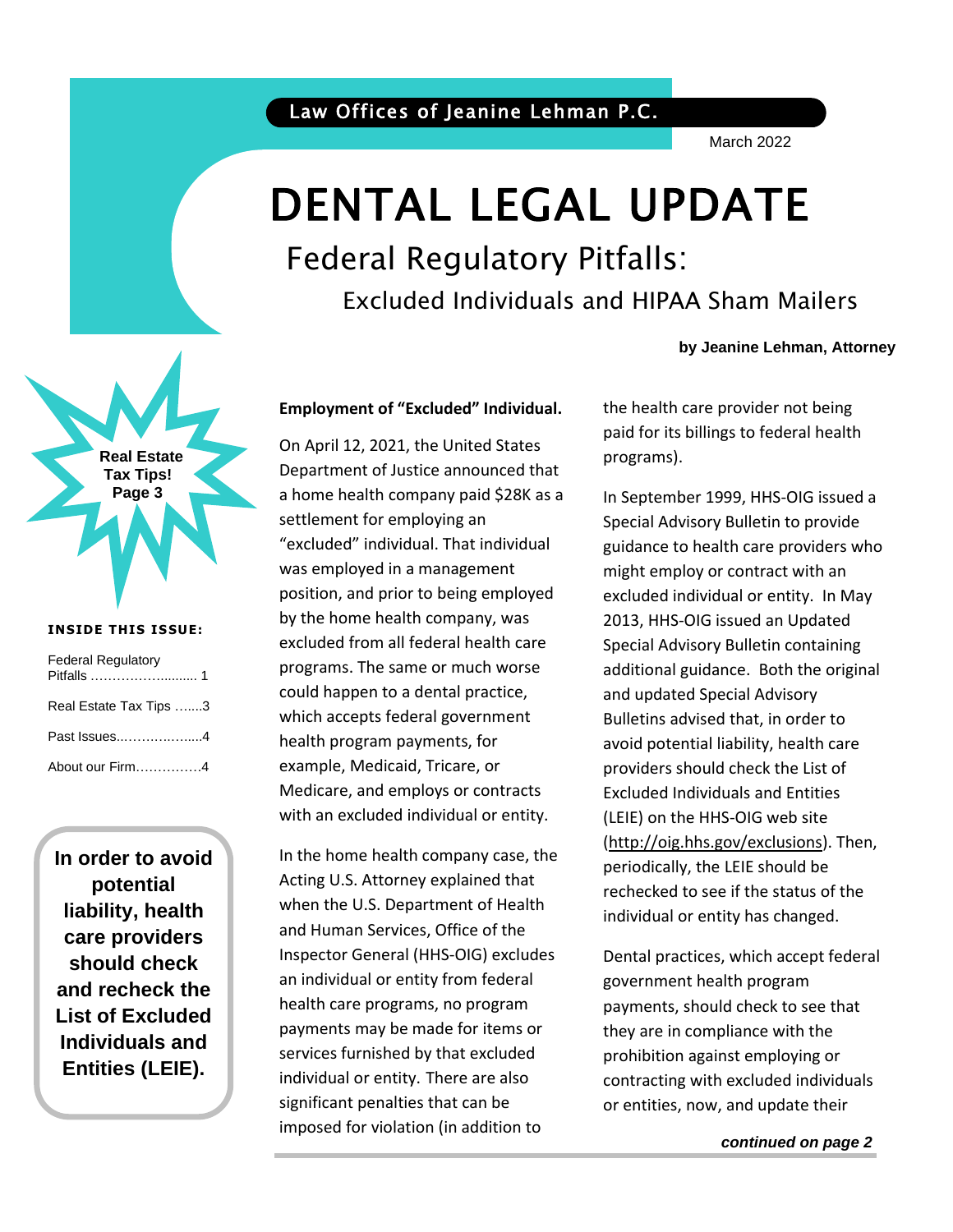Law Offices of Jeanine Lehman P.C.

March 2022

# DENTAL LEGAL UPDATE

## Federal Regulatory Pitfalls:

### Excluded Individuals and HIPAA Sham Mailers

**by Jeanine Lehman, Attorney**

**Real Estate Tax Tips! Page 3**

**INSIDE THIS ISSUE:**

| | |
|---|---|
| Federal Regulatory Pitfalls | 1 |
| Real Estate Tax Tips | 3 |
| Past Issues | 4 |
| About our Firm | 4 |

**In order to avoid potential liability, health care providers should check and recheck the List of Excluded Individuals and Entities (LEIE).**

**Employment of "Excluded" Individual.**

On April 12, 2021, the United States Department of Justice announced that a home health company paid $28K as a settlement for employing an "excluded" individual. That individual was employed in a management position, and prior to being employed by the home health company, was excluded from all federal health care programs. The same or much worse could happen to a dental practice, which accepts federal government health program payments, for example, Medicaid, Tricare, or Medicare, and employs or contracts with an excluded individual or entity.

In the home health company case, the Acting U.S. Attorney explained that when the U.S. Department of Health and Human Services, Office of the Inspector General (HHS-OIG) excludes an individual or entity from federal health care programs, no program payments may be made for items or services furnished by that excluded individual or entity. There are also significant penalties that can be imposed for violation (in addition to the health care provider not being paid for its billings to federal health programs).

In September 1999, HHS-OIG issued a Special Advisory Bulletin to provide guidance to health care providers who might employ or contract with an excluded individual or entity. In May 2013, HHS-OIG issued an Updated Special Advisory Bulletin containing additional guidance. Both the original and updated Special Advisory Bulletins advised that, in order to avoid potential liability, health care providers should check the List of Excluded Individuals and Entities (LEIE) on the HHS-OIG web site (http://oig.hhs.gov/exclusions). Then, periodically, the LEIE should be rechecked to see if the status of the individual or entity has changed.

Dental practices, which accept federal government health program payments, should check to see that they are in compliance with the prohibition against employing or contracting with excluded individuals or entities, now, and update their

***continued on page 2***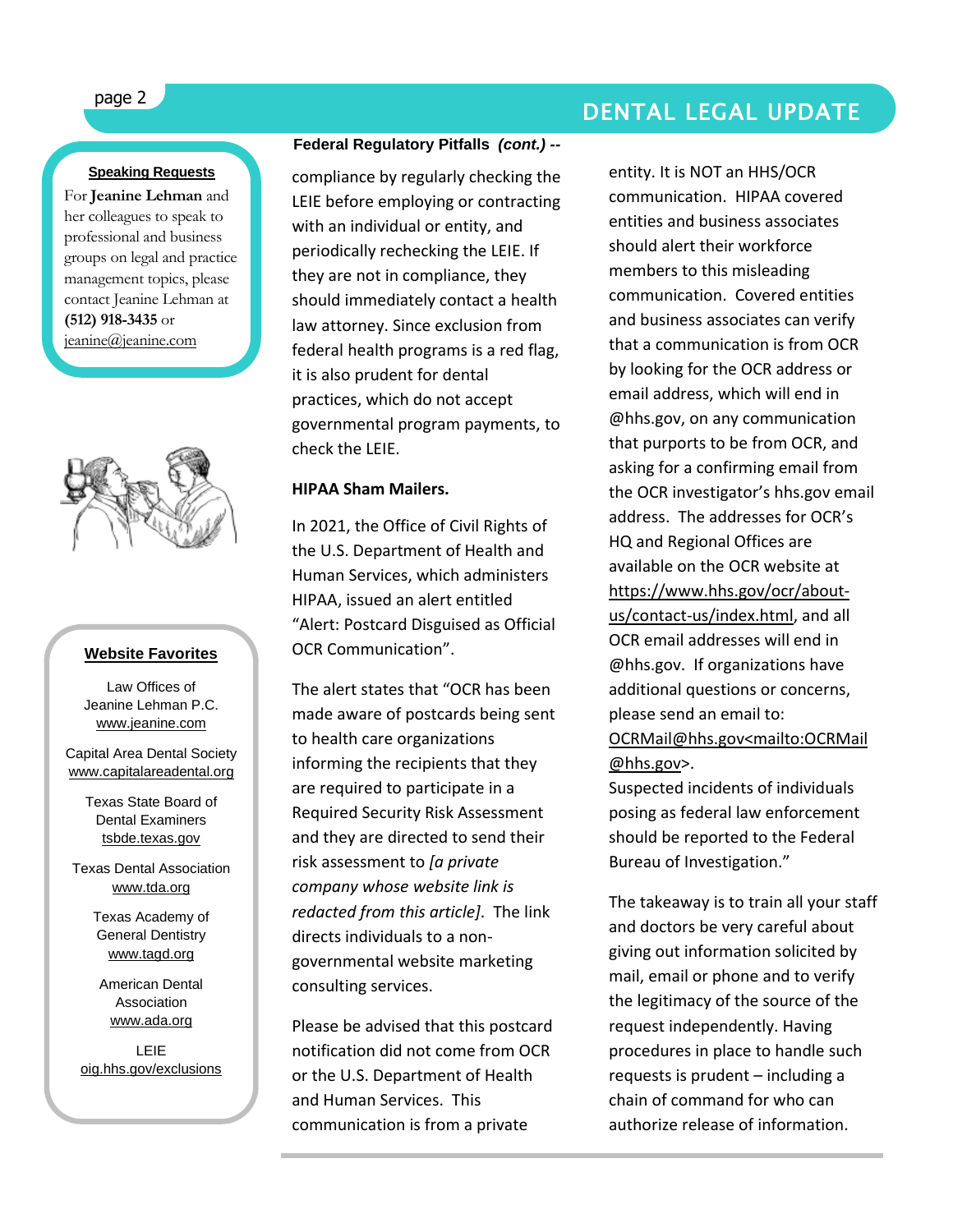### Speaking Requests

For **Jeanine Lehman** and her colleagues to speak to professional and business groups on legal and practice management topics, please contact Jeanine Lehman at **(512) 918-3435** or jeanine@jeanine.com

### Website Favorites

Law Offices of Jeanine Lehman P.C.
www.jeanine.com

Capital Area Dental Society
www.capitalareadental.org

Texas State Board of Dental Examiners
tsbde.texas.gov

Texas Dental Association
www.tda.org

Texas Academy of General Dentistry
www.tagd.org

American Dental Association
www.ada.org

LEIE
oig.hhs.gov/exclusions

**Federal Regulatory Pitfalls *(cont.)* --**

compliance by regularly checking the LEIE before employing or contracting with an individual or entity, and periodically rechecking the LEIE. If they are not in compliance, they should immediately contact a health law attorney. Since exclusion from federal health programs is a red flag, it is also prudent for dental practices, which do not accept governmental program payments, to check the LEIE.

**HIPAA Sham Mailers.**

In 2021, the Office of Civil Rights of the U.S. Department of Health and Human Services, which administers HIPAA, issued an alert entitled "Alert: Postcard Disguised as Official OCR Communication".

The alert states that "OCR has been made aware of postcards being sent to health care organizations informing the recipients that they are required to participate in a Required Security Risk Assessment and they are directed to send their risk assessment to *[a private company whose website link is redacted from this article]*. The link directs individuals to a non-governmental website marketing consulting services.

Please be advised that this postcard notification did not come from OCR or the U.S. Department of Health and Human Services. This communication is from a private entity. It is NOT an HHS/OCR communication. HIPAA covered entities and business associates should alert their workforce members to this misleading communication. Covered entities and business associates can verify that a communication is from OCR by looking for the OCR address or email address, which will end in @hhs.gov, on any communication that purports to be from OCR, and asking for a confirming email from the OCR investigator's hhs.gov email address. The addresses for OCR's HQ and Regional Offices are available on the OCR website at https://www.hhs.gov/ocr/about-us/contact-us/index.html, and all OCR email addresses will end in @hhs.gov. If organizations have additional questions or concerns, please send an email to: OCRMail@hhs.gov<mailto:OCRMail@hhs.gov>.
Suspected incidents of individuals posing as federal law enforcement should be reported to the Federal Bureau of Investigation."

The takeaway is to train all your staff and doctors be very careful about giving out information solicited by mail, email or phone and to verify the legitimacy of the source of the request independently. Having procedures in place to handle such requests is prudent – including a chain of command for who can authorize release of information.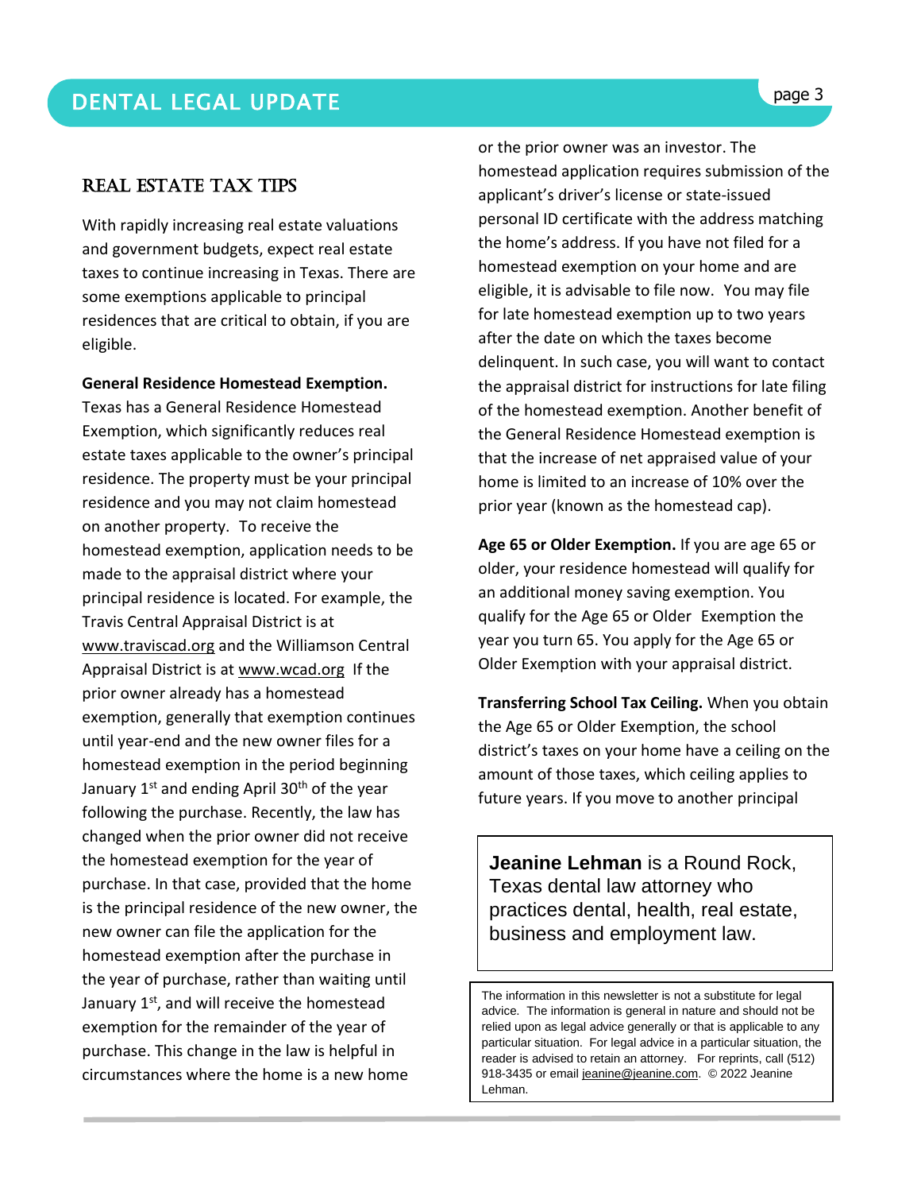## REAL ESTATE TAX TIPS

With rapidly increasing real estate valuations and government budgets, expect real estate taxes to continue increasing in Texas. There are some exemptions applicable to principal residences that are critical to obtain, if you are eligible.

**General Residence Homestead Exemption.** Texas has a General Residence Homestead Exemption, which significantly reduces real estate taxes applicable to the owner's principal residence. The property must be your principal residence and you may not claim homestead on another property. To receive the homestead exemption, application needs to be made to the appraisal district where your principal residence is located. For example, the Travis Central Appraisal District is at www.traviscad.org and the Williamson Central Appraisal District is at www.wcad.org If the prior owner already has a homestead exemption, generally that exemption continues until year-end and the new owner files for a homestead exemption in the period beginning January 1st and ending April 30th of the year following the purchase. Recently, the law has changed when the prior owner did not receive the homestead exemption for the year of purchase. In that case, provided that the home is the principal residence of the new owner, the new owner can file the application for the homestead exemption after the purchase in the year of purchase, rather than waiting until January 1st, and will receive the homestead exemption for the remainder of the year of purchase. This change in the law is helpful in circumstances where the home is a new home or the prior owner was an investor. The homestead application requires submission of the applicant's driver's license or state-issued personal ID certificate with the address matching the home's address. If you have not filed for a homestead exemption on your home and are eligible, it is advisable to file now. You may file for late homestead exemption up to two years after the date on which the taxes become delinquent. In such case, you will want to contact the appraisal district for instructions for late filing of the homestead exemption. Another benefit of the General Residence Homestead exemption is that the increase of net appraised value of your home is limited to an increase of 10% over the prior year (known as the homestead cap).

**Age 65 or Older Exemption.** If you are age 65 or older, your residence homestead will qualify for an additional money saving exemption. You qualify for the Age 65 or Older Exemption the year you turn 65. You apply for the Age 65 or Older Exemption with your appraisal district.

**Transferring School Tax Ceiling.** When you obtain the Age 65 or Older Exemption, the school district's taxes on your home have a ceiling on the amount of those taxes, which ceiling applies to future years. If you move to another principal

**Jeanine Lehman** is a Round Rock, Texas dental law attorney who practices dental, health, real estate, business and employment law.

The information in this newsletter is not a substitute for legal advice. The information is general in nature and should not be relied upon as legal advice generally or that is applicable to any particular situation. For legal advice in a particular situation, the reader is advised to retain an attorney. For reprints, call (512) 918-3435 or email jeanine@jeanine.com. © 2022 Jeanine Lehman.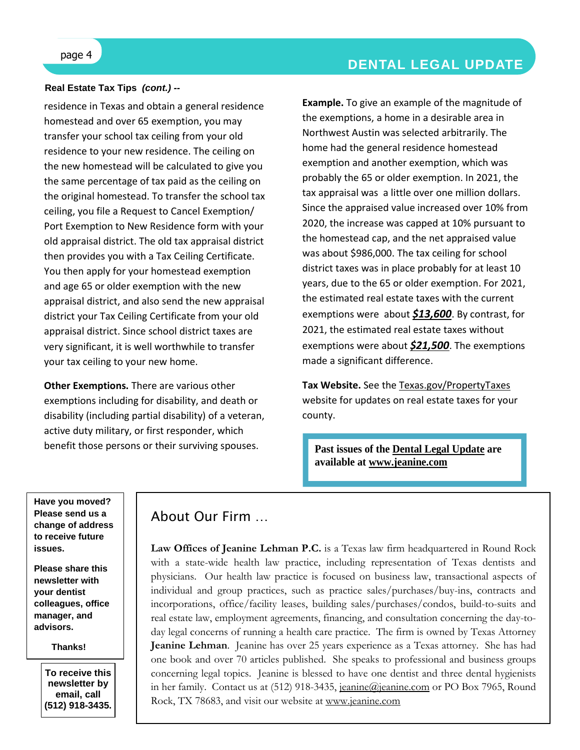**Real Estate Tax Tips** ***(cont.) --***

residence in Texas and obtain a general residence homestead and over 65 exemption, you may transfer your school tax ceiling from your old residence to your new residence. The ceiling on the new homestead will be calculated to give you the same percentage of tax paid as the ceiling on the original homestead. To transfer the school tax ceiling, you file a Request to Cancel Exemption/ Port Exemption to New Residence form with your old appraisal district. The old tax appraisal district then provides you with a Tax Ceiling Certificate. You then apply for your homestead exemption and age 65 or older exemption with the new appraisal district, and also send the new appraisal district your Tax Ceiling Certificate from your old appraisal district. Since school district taxes are very significant, it is well worthwhile to transfer your tax ceiling to your new home.

**Other Exemptions.** There are various other exemptions including for disability, and death or disability (including partial disability) of a veteran, active duty military, or first responder, which benefit those persons or their surviving spouses.

**Example.** To give an example of the magnitude of the exemptions, a home in a desirable area in Northwest Austin was selected arbitrarily. The home had the general residence homestead exemption and another exemption, which was probably the 65 or older exemption. In 2021, the tax appraisal was a little over one million dollars. Since the appraised value increased over 10% from 2020, the increase was capped at 10% pursuant to the homestead cap, and the net appraised value was about $986,000. The tax ceiling for school district taxes was in place probably for at least 10 years, due to the 65 or older exemption. For 2021, the estimated real estate taxes with the current exemptions were about ***$13,600***. By contrast, for 2021, the estimated real estate taxes without exemptions were about ***$21,500***. The exemptions made a significant difference.

**Tax Website.** See the Texas.gov/PropertyTaxes website for updates on real estate taxes for your county.

**Past issues of the Dental Legal Update are available at www.jeanine.com**

**Have you moved? Please send us a change of address to receive future issues.**

**Please share this newsletter with your dentist colleagues, office manager, and advisors.**

**Thanks!**

**To receive this newsletter by email, call (512) 918-3435.**

## About Our Firm …

**Law Offices of Jeanine Lehman P.C.** is a Texas law firm headquartered in Round Rock with a state-wide health law practice, including representation of Texas dentists and physicians. Our health law practice is focused on business law, transactional aspects of individual and group practices, such as practice sales/purchases/buy-ins, contracts and incorporations, office/facility leases, building sales/purchases/condos, build-to-suits and real estate law, employment agreements, financing, and consultation concerning the day-to-day legal concerns of running a health care practice. The firm is owned by Texas Attorney **Jeanine Lehman**. Jeanine has over 25 years experience as a Texas attorney. She has had one book and over 70 articles published. She speaks to professional and business groups concerning legal topics. Jeanine is blessed to have one dentist and three dental hygienists in her family. Contact us at (512) 918-3435, jeanine@jeanine.com or PO Box 7965, Round Rock, TX 78683, and visit our website at www.jeanine.com